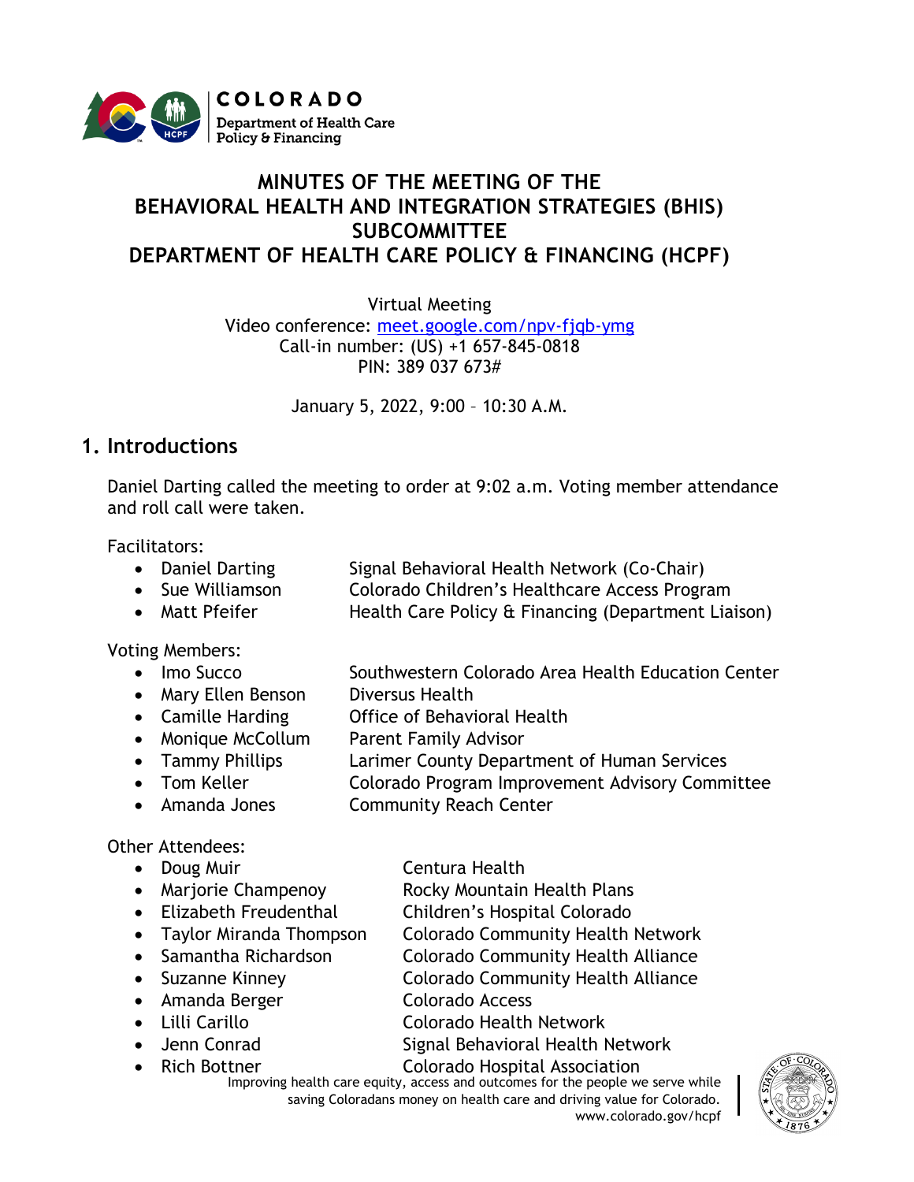# MINUTES OF THE MEETING OF THE BEHAVIORAL HEALTH AND INTEGRATION STRATEGIES (BHIS) SUBCOMMITTEE DEPARTMENT OF HEALTH CARE POLICY & FINANCING (HCPF)

Virtual Meeting
Video conference: meet.google.com/npv-fjqb-ymg
Call-in number: (US) +1 657-845-0818
PIN: 389 037 673#

January 5, 2022, 9:00 – 10:30 A.M.

## 1. Introductions

Daniel Darting called the meeting to order at 9:02 a.m. Voting member attendance and roll call were taken.

Facilitators:

- Daniel Darting — Signal Behavioral Health Network (Co-Chair)
- Sue Williamson — Colorado Children's Healthcare Access Program
- Matt Pfeifer — Health Care Policy & Financing (Department Liaison)

Voting Members:

- Imo Succo — Southwestern Colorado Area Health Education Center
- Mary Ellen Benson — Diversus Health
- Camille Harding — Office of Behavioral Health
- Monique McCollum — Parent Family Advisor
- Tammy Phillips — Larimer County Department of Human Services
- Tom Keller — Colorado Program Improvement Advisory Committee
- Amanda Jones — Community Reach Center

Other Attendees:

- Doug Muir — Centura Health
- Marjorie Champenoy — Rocky Mountain Health Plans
- Elizabeth Freudenthal — Children's Hospital Colorado
- Taylor Miranda Thompson — Colorado Community Health Network
- Samantha Richardson — Colorado Community Health Alliance
- Suzanne Kinney — Colorado Community Health Alliance
- Amanda Berger — Colorado Access
- Lilli Carillo — Colorado Health Network
- Jenn Conrad — Signal Behavioral Health Network
- Rich Bottner — Colorado Hospital Association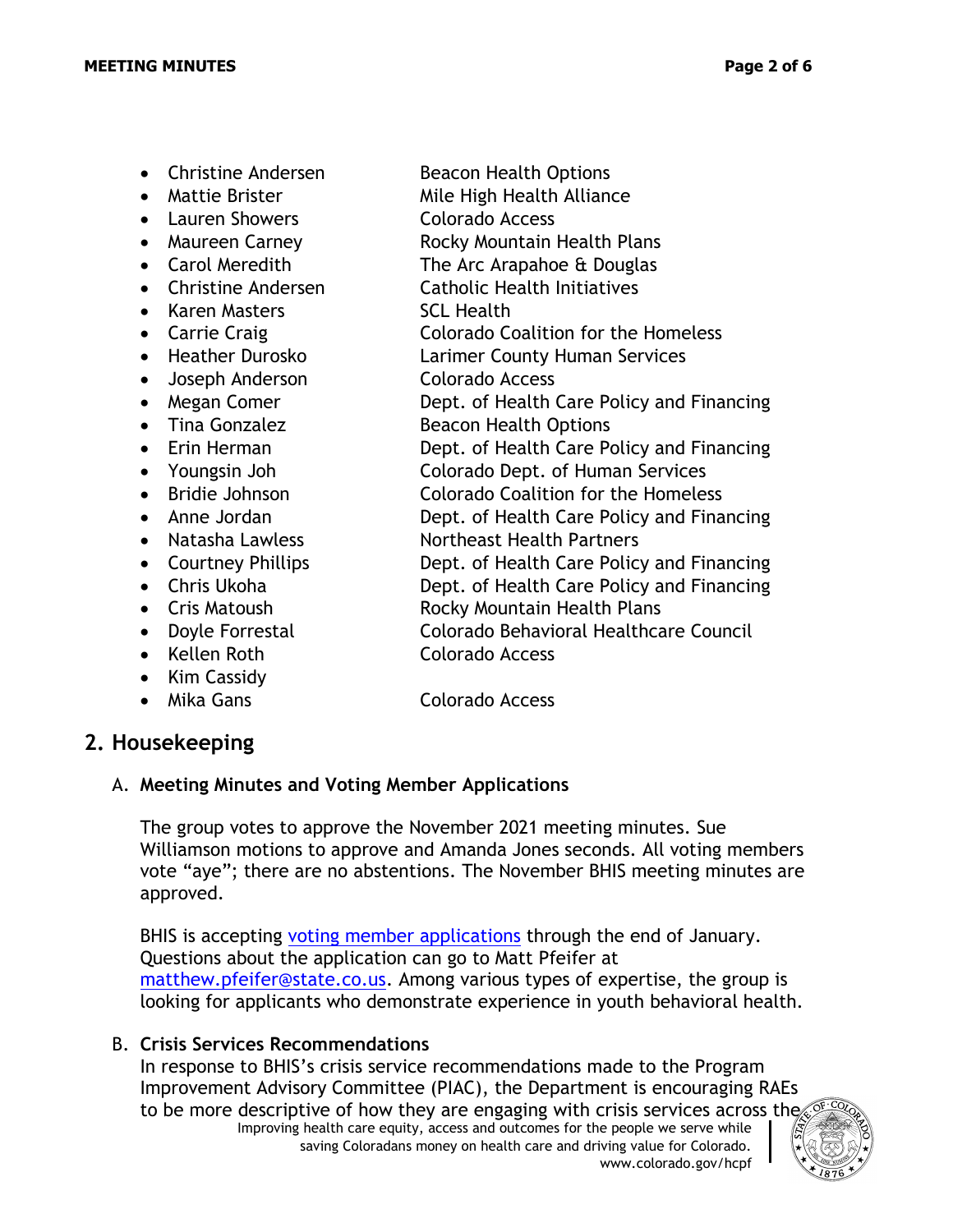- Christine Andersen Beacon Health Options
- Mattie Brister Mile High Health Alliance
- Lauren Showers Colorado Access
- Maureen Carney Rocky Mountain Health Plans
- Carol Meredith The Arc Arapahoe & Douglas
- Christine Andersen Catholic Health Initiatives
- Karen Masters SCL Health
- Carrie Craig Colorado Coalition for the Homeless
- Heather Durosko Larimer County Human Services
- Joseph Anderson Colorado Access
- Megan Comer Dept. of Health Care Policy and Financing
- Tina Gonzalez Beacon Health Options
- Erin Herman Dept. of Health Care Policy and Financing
- Youngsin Joh Colorado Dept. of Human Services
- Bridie Johnson Colorado Coalition for the Homeless
- Anne Jordan Dept. of Health Care Policy and Financing
- Natasha Lawless Northeast Health Partners
- Courtney Phillips Dept. of Health Care Policy and Financing
- Chris Ukoha Dept. of Health Care Policy and Financing
- Cris Matoush Rocky Mountain Health Plans
- Doyle Forrestal Colorado Behavioral Healthcare Council
- Kellen Roth Colorado Access
- Kim Cassidy
- Mika Gans Colorado Access

## 2. Housekeeping

### A. Meeting Minutes and Voting Member Applications

The group votes to approve the November 2021 meeting minutes. Sue Williamson motions to approve and Amanda Jones seconds. All voting members vote "aye"; there are no abstentions. The November BHIS meeting minutes are approved.

BHIS is accepting voting member applications through the end of January. Questions about the application can go to Matt Pfeifer at matthew.pfeifer@state.co.us. Among various types of expertise, the group is looking for applicants who demonstrate experience in youth behavioral health.

### B. Crisis Services Recommendations

In response to BHIS's crisis service recommendations made to the Program Improvement Advisory Committee (PIAC), the Department is encouraging RAEs to be more descriptive of how they are engaging with crisis services across the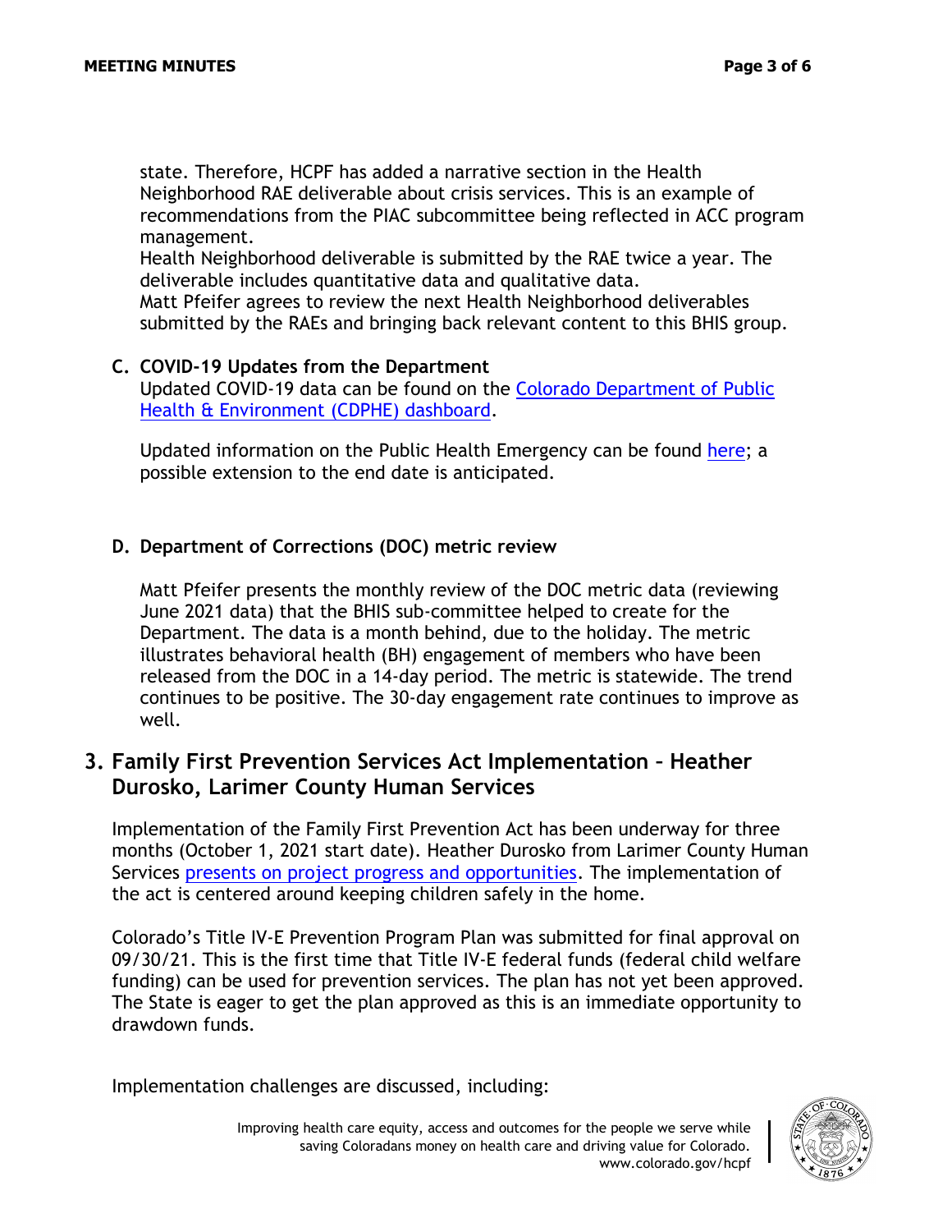state. Therefore, HCPF has added a narrative section in the Health Neighborhood RAE deliverable about crisis services. This is an example of recommendations from the PIAC subcommittee being reflected in ACC program management.
Health Neighborhood deliverable is submitted by the RAE twice a year. The deliverable includes quantitative data and qualitative data.
Matt Pfeifer agrees to review the next Health Neighborhood deliverables submitted by the RAEs and bringing back relevant content to this BHIS group.

**C. COVID-19 Updates from the Department**

Updated COVID-19 data can be found on the [Colorado Department of Public Health & Environment (CDPHE) dashboard]().

Updated information on the Public Health Emergency can be found [here](); a possible extension to the end date is anticipated.

**D. Department of Corrections (DOC) metric review**

Matt Pfeifer presents the monthly review of the DOC metric data (reviewing June 2021 data) that the BHIS sub-committee helped to create for the Department. The data is a month behind, due to the holiday. The metric illustrates behavioral health (BH) engagement of members who have been released from the DOC in a 14-day period. The metric is statewide. The trend continues to be positive. The 30-day engagement rate continues to improve as well.

## 3. Family First Prevention Services Act Implementation – Heather Durosko, Larimer County Human Services

Implementation of the Family First Prevention Act has been underway for three months (October 1, 2021 start date). Heather Durosko from Larimer County Human Services [presents on project progress and opportunities](). The implementation of the act is centered around keeping children safely in the home.

Colorado's Title IV-E Prevention Program Plan was submitted for final approval on 09/30/21. This is the first time that Title IV-E federal funds (federal child welfare funding) can be used for prevention services. The plan has not yet been approved. The State is eager to get the plan approved as this is an immediate opportunity to drawdown funds.

Implementation challenges are discussed, including: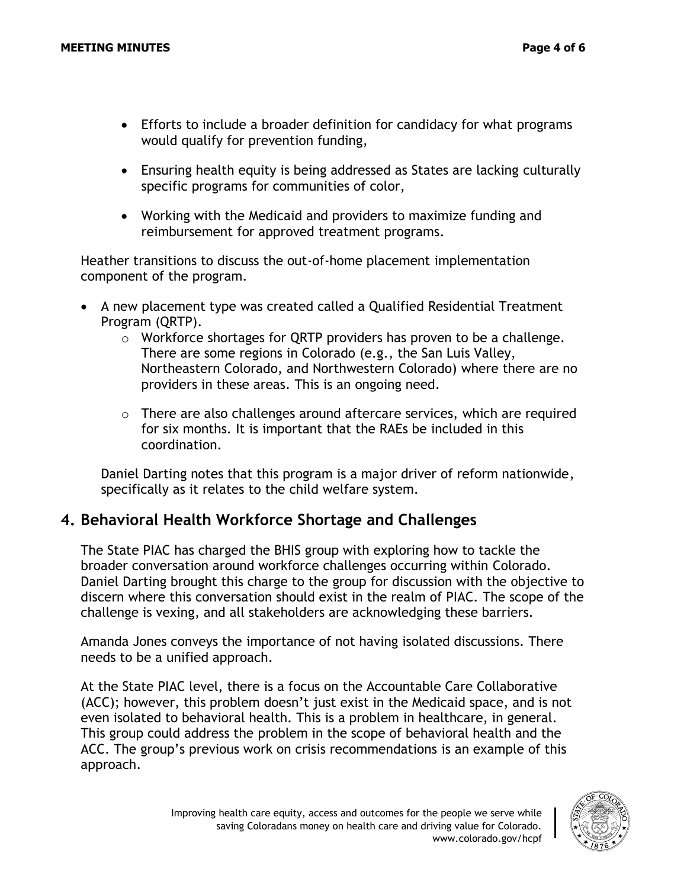- Efforts to include a broader definition for candidacy for what programs would qualify for prevention funding,

- Ensuring health equity is being addressed as States are lacking culturally specific programs for communities of color,

- Working with the Medicaid and providers to maximize funding and reimbursement for approved treatment programs.

Heather transitions to discuss the out-of-home placement implementation component of the program.

- A new placement type was created called a Qualified Residential Treatment Program (QRTP).
  - Workforce shortages for QRTP providers has proven to be a challenge. There are some regions in Colorado (e.g., the San Luis Valley, Northeastern Colorado, and Northwestern Colorado) where there are no providers in these areas. This is an ongoing need.
  - There are also challenges around aftercare services, which are required for six months. It is important that the RAEs be included in this coordination.

Daniel Darting notes that this program is a major driver of reform nationwide, specifically as it relates to the child welfare system.

## 4. Behavioral Health Workforce Shortage and Challenges

The State PIAC has charged the BHIS group with exploring how to tackle the broader conversation around workforce challenges occurring within Colorado. Daniel Darting brought this charge to the group for discussion with the objective to discern where this conversation should exist in the realm of PIAC. The scope of the challenge is vexing, and all stakeholders are acknowledging these barriers.

Amanda Jones conveys the importance of not having isolated discussions. There needs to be a unified approach.

At the State PIAC level, there is a focus on the Accountable Care Collaborative (ACC); however, this problem doesn't just exist in the Medicaid space, and is not even isolated to behavioral health. This is a problem in healthcare, in general. This group could address the problem in the scope of behavioral health and the ACC. The group's previous work on crisis recommendations is an example of this approach.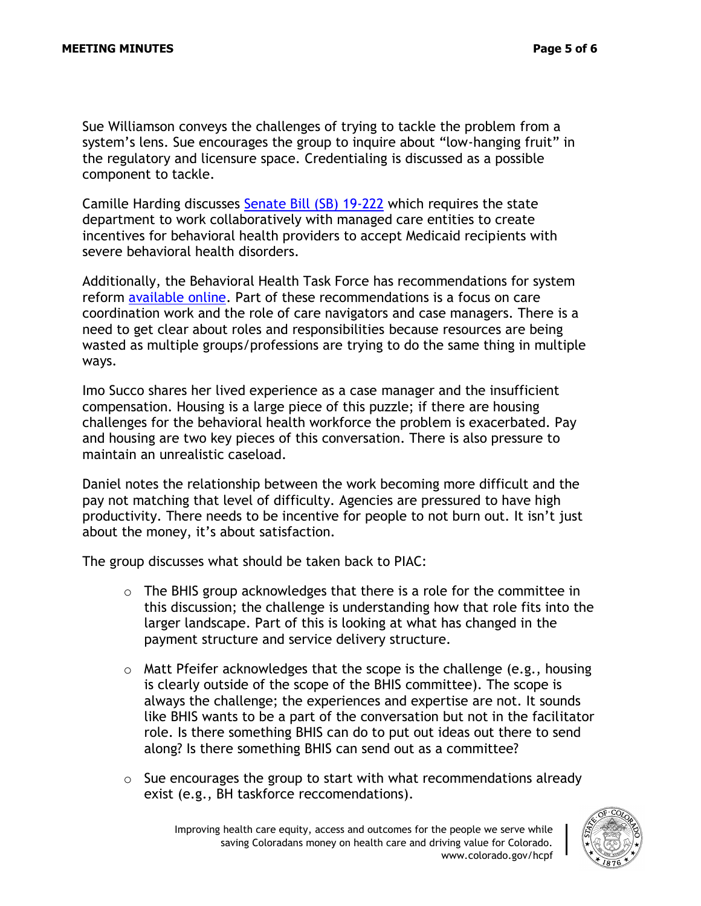Sue Williamson conveys the challenges of trying to tackle the problem from a system's lens. Sue encourages the group to inquire about "low-hanging fruit" in the regulatory and licensure space. Credentialing is discussed as a possible component to tackle.

Camille Harding discusses [Senate Bill (SB) 19-222]() which requires the state department to work collaboratively with managed care entities to create incentives for behavioral health providers to accept Medicaid recipients with severe behavioral health disorders.

Additionally, the Behavioral Health Task Force has recommendations for system reform [available online](). Part of these recommendations is a focus on care coordination work and the role of care navigators and case managers. There is a need to get clear about roles and responsibilities because resources are being wasted as multiple groups/professions are trying to do the same thing in multiple ways.

Imo Succo shares her lived experience as a case manager and the insufficient compensation. Housing is a large piece of this puzzle; if there are housing challenges for the behavioral health workforce the problem is exacerbated. Pay and housing are two key pieces of this conversation. There is also pressure to maintain an unrealistic caseload.

Daniel notes the relationship between the work becoming more difficult and the pay not matching that level of difficulty. Agencies are pressured to have high productivity. There needs to be incentive for people to not burn out. It isn't just about the money, it's about satisfaction.

The group discusses what should be taken back to PIAC:

- The BHIS group acknowledges that there is a role for the committee in this discussion; the challenge is understanding how that role fits into the larger landscape. Part of this is looking at what has changed in the payment structure and service delivery structure.

- Matt Pfeifer acknowledges that the scope is the challenge (e.g., housing is clearly outside of the scope of the BHIS committee). The scope is always the challenge; the experiences and expertise are not. It sounds like BHIS wants to be a part of the conversation but not in the facilitator role. Is there something BHIS can do to put out ideas out there to send along? Is there something BHIS can send out as a committee?

- Sue encourages the group to start with what recommendations already exist (e.g., BH taskforce reccomendations).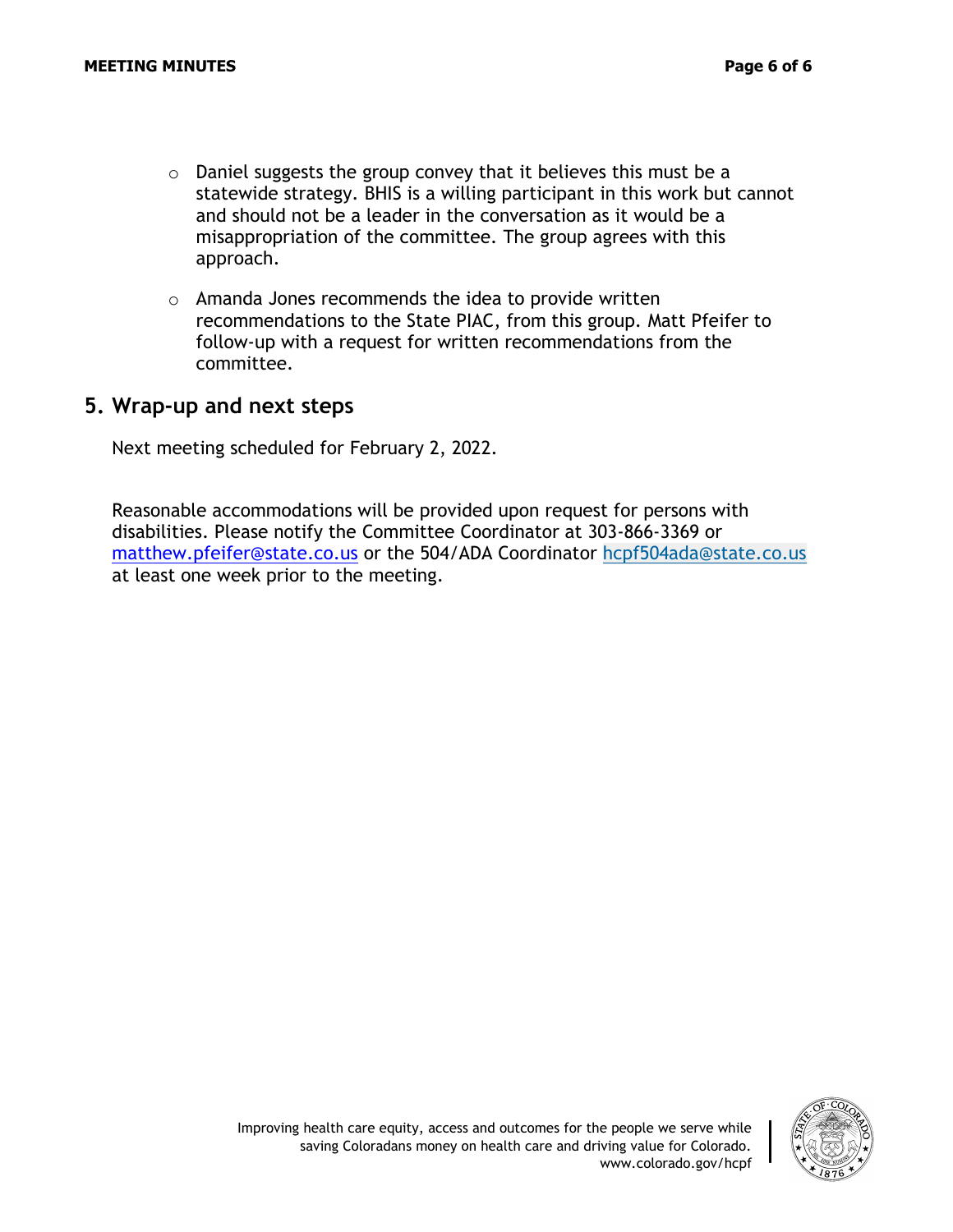- Daniel suggests the group convey that it believes this must be a statewide strategy. BHIS is a willing participant in this work but cannot and should not be a leader in the conversation as it would be a misappropriation of the committee. The group agrees with this approach.

- Amanda Jones recommends the idea to provide written recommendations to the State PIAC, from this group. Matt Pfeifer to follow-up with a request for written recommendations from the committee.

## 5. Wrap-up and next steps

Next meeting scheduled for February 2, 2022.

Reasonable accommodations will be provided upon request for persons with disabilities. Please notify the Committee Coordinator at 303-866-3369 or matthew.pfeifer@state.co.us or the 504/ADA Coordinator hcpf504ada@state.co.us at least one week prior to the meeting.